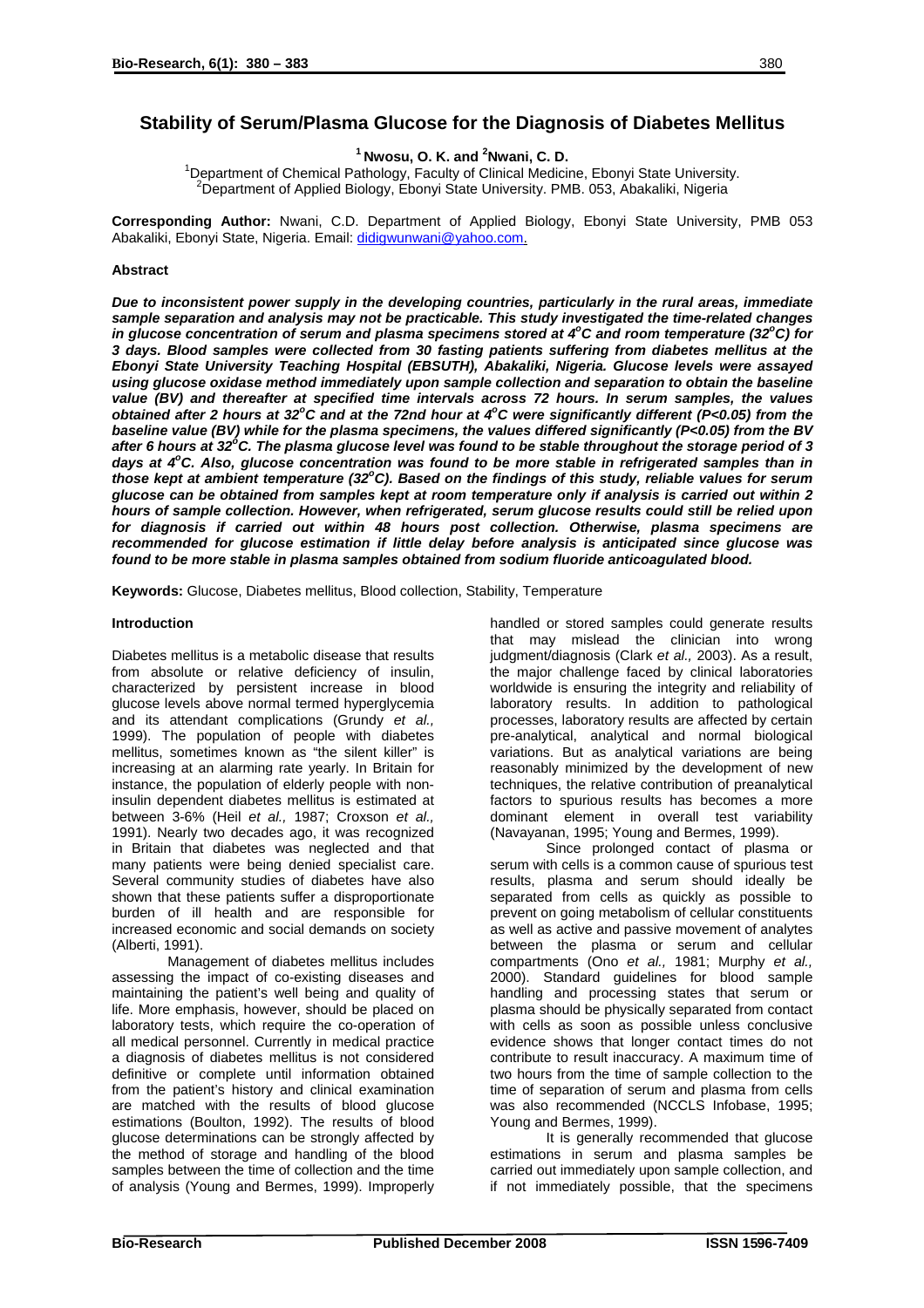# Stability of Serum/Plasma Glucose for the Diagnosis of Diabetes Mellitus

**[1] Nwosu, O. K. and [2]Nwani, C. D.**

[1]Department of Chemical Pathology, Faculty of Clinical Medicine, Ebonyi State University.
[2]Department of Applied Biology, Ebonyi State University. PMB. 053, Abakaliki, Nigeria

**Corresponding Author:** Nwani, C.D. Department of Applied Biology, Ebonyi State University, PMB 053 Abakaliki, Ebonyi State, Nigeria. Email: didigwunwani@yahoo.com.

## Abstract

***Due to inconsistent power supply in the developing countries, particularly in the rural areas, immediate sample separation and analysis may not be practicable. This study investigated the time-related changes in glucose concentration of serum and plasma specimens stored at $4^oC$ and room temperature ($32^oC$) for 3 days. Blood samples were collected from 30 fasting patients suffering from diabetes mellitus at the Ebonyi State University Teaching Hospital (EBSUTH), Abakaliki, Nigeria. Glucose levels were assayed using glucose oxidase method immediately upon sample collection and separation to obtain the baseline value (BV) and thereafter at specified time intervals across 72 hours. In serum samples, the values obtained after 2 hours at $32^oC$ and at the 72nd hour at $4^oC$ were significantly different ($P<0.05$) from the baseline value (BV) while for the plasma specimens, the values differed significantly ($P<0.05$) from the BV after 6 hours at $32^oC$. The plasma glucose level was found to be stable throughout the storage period of 3 days at $4^oC$. Also, glucose concentration was found to be more stable in refrigerated samples than in those kept at ambient temperature ($32^oC$). Based on the findings of this study, reliable values for serum glucose can be obtained from samples kept at room temperature only if analysis is carried out within 2 hours of sample collection. However, when refrigerated, serum glucose results could still be relied upon for diagnosis if carried out within 48 hours post collection. Otherwise, plasma specimens are recommended for glucose estimation if little delay before analysis is anticipated since glucose was found to be more stable in plasma samples obtained from sodium fluoride anticoagulated blood.***

**Keywords:** Glucose, Diabetes mellitus, Blood collection, Stability, Temperature

## Introduction

Diabetes mellitus is a metabolic disease that results from absolute or relative deficiency of insulin, characterized by persistent increase in blood glucose levels above normal termed hyperglycemia and its attendant complications (Grundy *et al.,* 1999). The population of people with diabetes mellitus, sometimes known as "the silent killer" is increasing at an alarming rate yearly. In Britain for instance, the population of elderly people with non-insulin dependent diabetes mellitus is estimated at between 3-6% (Heil *et al.,* 1987; Croxson *et al.,* 1991). Nearly two decades ago, it was recognized in Britain that diabetes was neglected and that many patients were being denied specialist care. Several community studies of diabetes have also shown that these patients suffer a disproportionate burden of ill health and are responsible for increased economic and social demands on society (Alberti, 1991).

Management of diabetes mellitus includes assessing the impact of co-existing diseases and maintaining the patient's well being and quality of life. More emphasis, however, should be placed on laboratory tests, which require the co-operation of all medical personnel. Currently in medical practice a diagnosis of diabetes mellitus is not considered definitive or complete until information obtained from the patient's history and clinical examination are matched with the results of blood glucose estimations (Boulton, 1992). The results of blood glucose determinations can be strongly affected by the method of storage and handling of the blood samples between the time of collection and the time of analysis (Young and Bermes, 1999). Improperly handled or stored samples could generate results that may mislead the clinician into wrong judgment/diagnosis (Clark *et al.,* 2003). As a result, the major challenge faced by clinical laboratories worldwide is ensuring the integrity and reliability of laboratory results. In addition to pathological processes, laboratory results are affected by certain pre-analytical, analytical and normal biological variations. But as analytical variations are being reasonably minimized by the development of new techniques, the relative contribution of preanalytical factors to spurious results has becomes a more dominant element in overall test variability (Navayanan, 1995; Young and Bermes, 1999).

Since prolonged contact of plasma or serum with cells is a common cause of spurious test results, plasma and serum should ideally be separated from cells as quickly as possible to prevent on going metabolism of cellular constituents as well as active and passive movement of analytes between the plasma or serum and cellular compartments (Ono *et al.,* 1981; Murphy *et al.,* 2000). Standard guidelines for blood sample handling and processing states that serum or plasma should be physically separated from contact with cells as soon as possible unless conclusive evidence shows that longer contact times do not contribute to result inaccuracy. A maximum time of two hours from the time of sample collection to the time of separation of serum and plasma from cells was also recommended (NCCLS Infobase, 1995; Young and Bermes, 1999).

It is generally recommended that glucose estimations in serum and plasma samples be carried out immediately upon sample collection, and if not immediately possible, that the specimens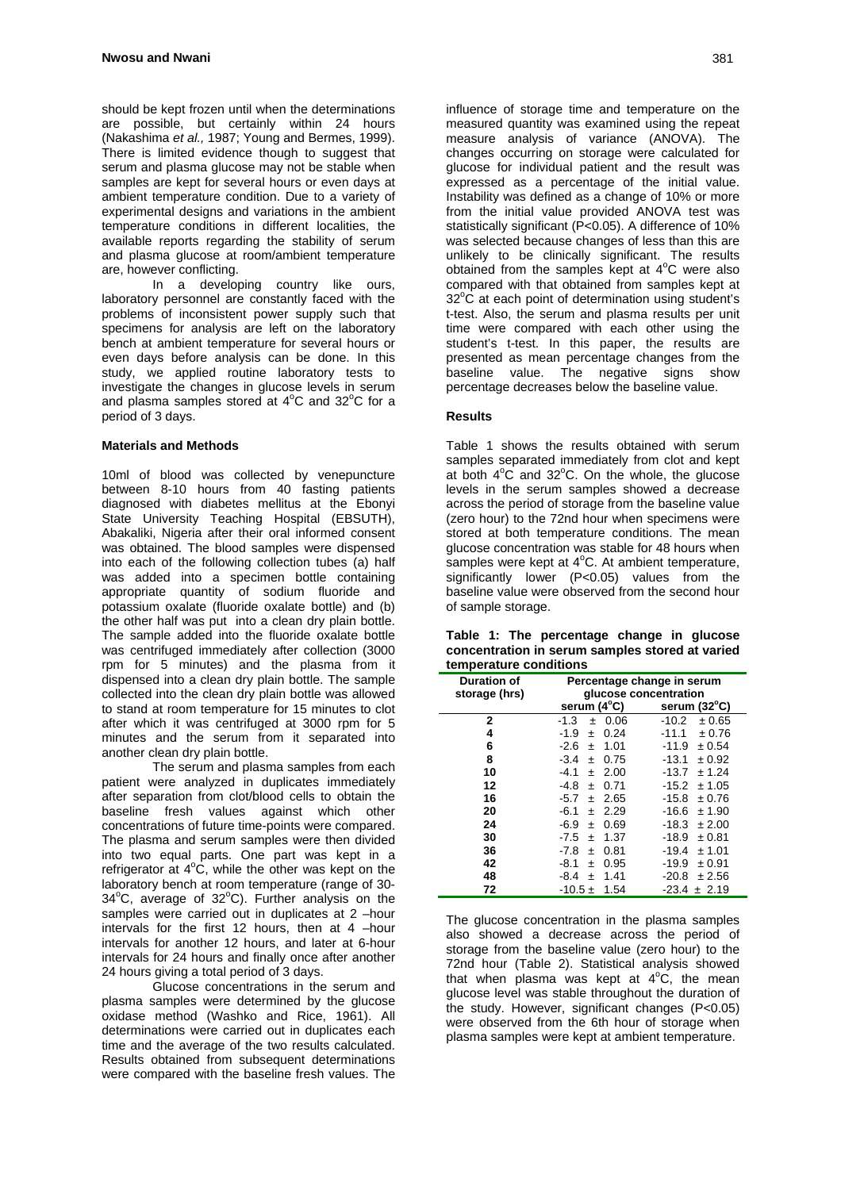should be kept frozen until when the determinations are possible, but certainly within 24 hours (Nakashima *et al.,* 1987; Young and Bermes, 1999). There is limited evidence though to suggest that serum and plasma glucose may not be stable when samples are kept for several hours or even days at ambient temperature condition. Due to a variety of experimental designs and variations in the ambient temperature conditions in different localities, the available reports regarding the stability of serum and plasma glucose at room/ambient temperature are, however conflicting.

In a developing country like ours, laboratory personnel are constantly faced with the problems of inconsistent power supply such that specimens for analysis are left on the laboratory bench at ambient temperature for several hours or even days before analysis can be done. In this study, we applied routine laboratory tests to investigate the changes in glucose levels in serum and plasma samples stored at $4^oC$ and $32^oC$ for a period of 3 days.

### Materials and Methods

10ml of blood was collected by venepuncture between 8-10 hours from 40 fasting patients diagnosed with diabetes mellitus at the Ebonyi State University Teaching Hospital (EBSUTH), Abakaliki, Nigeria after their oral informed consent was obtained. The blood samples were dispensed into each of the following collection tubes (a) half was added into a specimen bottle containing appropriate quantity of sodium fluoride and potassium oxalate (fluoride oxalate bottle) and (b) the other half was put into a clean dry plain bottle. The sample added into the fluoride oxalate bottle was centrifuged immediately after collection (3000 rpm for 5 minutes) and the plasma from it dispensed into a clean dry plain bottle. The sample collected into the clean dry plain bottle was allowed to stand at room temperature for 15 minutes to clot after which it was centrifuged at 3000 rpm for 5 minutes and the serum from it separated into another clean dry plain bottle.

The serum and plasma samples from each patient were analyzed in duplicates immediately after separation from clot/blood cells to obtain the baseline fresh values against which other concentrations of future time-points were compared. The plasma and serum samples were then divided into two equal parts. One part was kept in a refrigerator at $4^oC$, while the other was kept on the laboratory bench at room temperature (range of 30-$34^oC$, average of $32^oC$). Further analysis on the samples were carried out in duplicates at 2 –hour intervals for the first 12 hours, then at 4 –hour intervals for another 12 hours, and later at 6-hour intervals for 24 hours and finally once after another 24 hours giving a total period of 3 days.

Glucose concentrations in the serum and plasma samples were determined by the glucose oxidase method (Washko and Rice, 1961). All determinations were carried out in duplicates each time and the average of the two results calculated. Results obtained from subsequent determinations were compared with the baseline fresh values. The influence of storage time and temperature on the measured quantity was examined using the repeat measure analysis of variance (ANOVA). The changes occurring on storage were calculated for glucose for individual patient and the result was expressed as a percentage of the initial value. Instability was defined as a change of 10% or more from the initial value provided ANOVA test was statistically significant ($P<0.05$). A difference of 10% was selected because changes of less than this are unlikely to be clinically significant. The results obtained from the samples kept at $4^oC$ were also compared with that obtained from samples kept at $32^oC$ at each point of determination using student's t-test. Also, the serum and plasma results per unit time were compared with each other using the student's t-test. In this paper, the results are presented as mean percentage changes from the baseline value. The negative signs show percentage decreases below the baseline value.

### Results

Table 1 shows the results obtained with serum samples separated immediately from clot and kept at both $4^oC$ and $32^oC$. On the whole, the glucose levels in the serum samples showed a decrease across the period of storage from the baseline value (zero hour) to the 72nd hour when specimens were stored at both temperature conditions. The mean glucose concentration was stable for 48 hours when samples were kept at $4^oC$. At ambient temperature, significantly lower ($P<0.05$) values from the baseline value were observed from the second hour of sample storage.

**Table 1: The percentage change in glucose concentration in serum samples stored at varied temperature conditions**

| Duration of storage (hrs) | Percentage change in serum glucose concentration | |
|---|---|---|
| | serum ($4^oC$) | serum ($32^oC$) |
| 2 | -1.3 ± 0.06 | -10.2 ± 0.65 |
| 4 | -1.9 ± 0.24 | -11.1 ± 0.76 |
| 6 | -2.6 ± 1.01 | -11.9 ± 0.54 |
| 8 | -3.4 ± 0.75 | -13.1 ± 0.92 |
| 10 | -4.1 ± 2.00 | -13.7 ± 1.24 |
| 12 | -4.8 ± 0.71 | -15.2 ± 1.05 |
| 16 | -5.7 ± 2.65 | -15.8 ± 0.76 |
| 20 | -6.1 ± 2.29 | -16.6 ± 1.90 |
| 24 | -6.9 ± 0.69 | -18.3 ± 2.00 |
| 30 | -7.5 ± 1.37 | -18.9 ± 0.81 |
| 36 | -7.8 ± 0.81 | -19.4 ± 1.01 |
| 42 | -8.1 ± 0.95 | -19.9 ± 0.91 |
| 48 | -8.4 ± 1.41 | -20.8 ± 2.56 |
| 72 | -10.5 ± 1.54 | -23.4 ± 2.19 |

The glucose concentration in the plasma samples also showed a decrease across the period of storage from the baseline value (zero hour) to the 72nd hour (Table 2). Statistical analysis showed that when plasma was kept at $4^oC$, the mean glucose level was stable throughout the duration of the study. However, significant changes ($P<0.05$) were observed from the 6th hour of storage when plasma samples were kept at ambient temperature.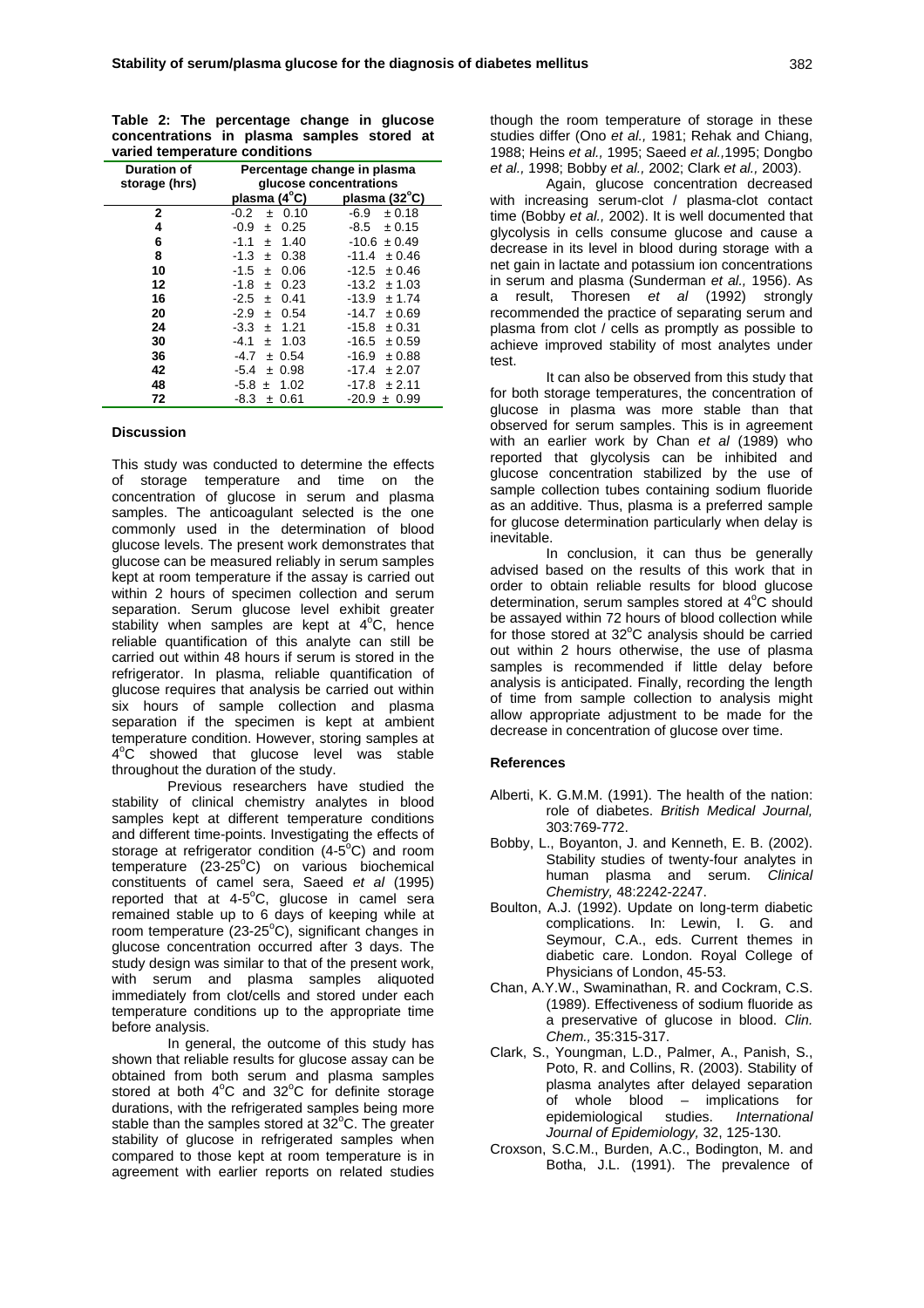**Table 2: The percentage change in glucose concentrations in plasma samples stored at varied temperature conditions**

| Duration of storage (hrs) | Percentage change in plasma glucose concentrations | |
|---|---|---|
| | plasma (4°C) | plasma (32°C) |
| 2 | -0.2 ± 0.10 | -6.9 ± 0.18 |
| 4 | -0.9 ± 0.25 | -8.5 ± 0.15 |
| 6 | -1.1 ± 1.40 | -10.6 ± 0.49 |
| 8 | -1.3 ± 0.38 | -11.4 ± 0.46 |
| 10 | -1.5 ± 0.06 | -12.5 ± 0.46 |
| 12 | -1.8 ± 0.23 | -13.2 ± 1.03 |
| 16 | -2.5 ± 0.41 | -13.9 ± 1.74 |
| 20 | -2.9 ± 0.54 | -14.7 ± 0.69 |
| 24 | -3.3 ± 1.21 | -15.8 ± 0.31 |
| 30 | -4.1 ± 1.03 | -16.5 ± 0.59 |
| 36 | -4.7 ± 0.54 | -16.9 ± 0.88 |
| 42 | -5.4 ± 0.98 | -17.4 ± 2.07 |
| 48 | -5.8 ± 1.02 | -17.8 ± 2.11 |
| 72 | -8.3 ± 0.61 | -20.9 ± 0.99 |

## Discussion

This study was conducted to determine the effects of storage temperature and time on the concentration of glucose in serum and plasma samples. The anticoagulant selected is the one commonly used in the determination of blood glucose levels. The present work demonstrates that glucose can be measured reliably in serum samples kept at room temperature if the assay is carried out within 2 hours of specimen collection and serum separation. Serum glucose level exhibit greater stability when samples are kept at 4°C, hence reliable quantification of this analyte can still be carried out within 48 hours if serum is stored in the refrigerator. In plasma, reliable quantification of glucose requires that analysis be carried out within six hours of sample collection and plasma separation if the specimen is kept at ambient temperature condition. However, storing samples at 4°C showed that glucose level was stable throughout the duration of the study.

Previous researchers have studied the stability of clinical chemistry analytes in blood samples kept at different temperature conditions and different time-points. Investigating the effects of storage at refrigerator condition (4-5°C) and room temperature (23-25°C) on various biochemical constituents of camel sera, Saeed *et al* (1995) reported that at 4-5°C, glucose in camel sera remained stable up to 6 days of keeping while at room temperature (23-25°C), significant changes in glucose concentration occurred after 3 days. The study design was similar to that of the present work, with serum and plasma samples aliquoted immediately from clot/cells and stored under each temperature conditions up to the appropriate time before analysis.

In general, the outcome of this study has shown that reliable results for glucose assay can be obtained from both serum and plasma samples stored at both 4°C and 32°C for definite storage durations, with the refrigerated samples being more stable than the samples stored at 32°C. The greater stability of glucose in refrigerated samples when compared to those kept at room temperature is in agreement with earlier reports on related studies though the room temperature of storage in these studies differ (Ono *et al.,* 1981; Rehak and Chiang, 1988; Heins *et al.,* 1995; Saeed *et al.,*1995; Dongbo *et al.,* 1998; Bobby *et al.,* 2002; Clark *et al.,* 2003).

Again, glucose concentration decreased with increasing serum-clot / plasma-clot contact time (Bobby *et al.,* 2002). It is well documented that glycolysis in cells consume glucose and cause a decrease in its level in blood during storage with a net gain in lactate and potassium ion concentrations in serum and plasma (Sunderman *et al.,* 1956). As a result, Thoresen *et al* (1992) strongly recommended the practice of separating serum and plasma from clot / cells as promptly as possible to achieve improved stability of most analytes under test.

It can also be observed from this study that for both storage temperatures, the concentration of glucose in plasma was more stable than that observed for serum samples. This is in agreement with an earlier work by Chan *et al* (1989) who reported that glycolysis can be inhibited and glucose concentration stabilized by the use of sample collection tubes containing sodium fluoride as an additive. Thus, plasma is a preferred sample for glucose determination particularly when delay is inevitable.

In conclusion, it can thus be generally advised based on the results of this work that in order to obtain reliable results for blood glucose determination, serum samples stored at 4°C should be assayed within 72 hours of blood collection while for those stored at 32°C analysis should be carried out within 2 hours otherwise, the use of plasma samples is recommended if little delay before analysis is anticipated. Finally, recording the length of time from sample collection to analysis might allow appropriate adjustment to be made for the decrease in concentration of glucose over time.

## References

- Alberti, K. G.M.M. (1991). The health of the nation: role of diabetes. *British Medical Journal,* 303:769-772.
- Bobby, L., Boyanton, J. and Kenneth, E. B. (2002). Stability studies of twenty-four analytes in human plasma and serum. *Clinical Chemistry,* 48:2242-2247.
- Boulton, A.J. (1992). Update on long-term diabetic complications. In: Lewin, I. G. and Seymour, C.A., eds. Current themes in diabetic care. London. Royal College of Physicians of London, 45-53.
- Chan, A.Y.W., Swaminathan, R. and Cockram, C.S. (1989). Effectiveness of sodium fluoride as a preservative of glucose in blood. *Clin. Chem.,* 35:315-317.
- Clark, S., Youngman, L.D., Palmer, A., Panish, S., Poto, R. and Collins, R. (2003). Stability of plasma analytes after delayed separation of whole blood – implications for epidemiological studies. *International Journal of Epidemiology,* 32, 125-130.
- Croxson, S.C.M., Burden, A.C., Bodington, M. and Botha, J.L. (1991). The prevalence of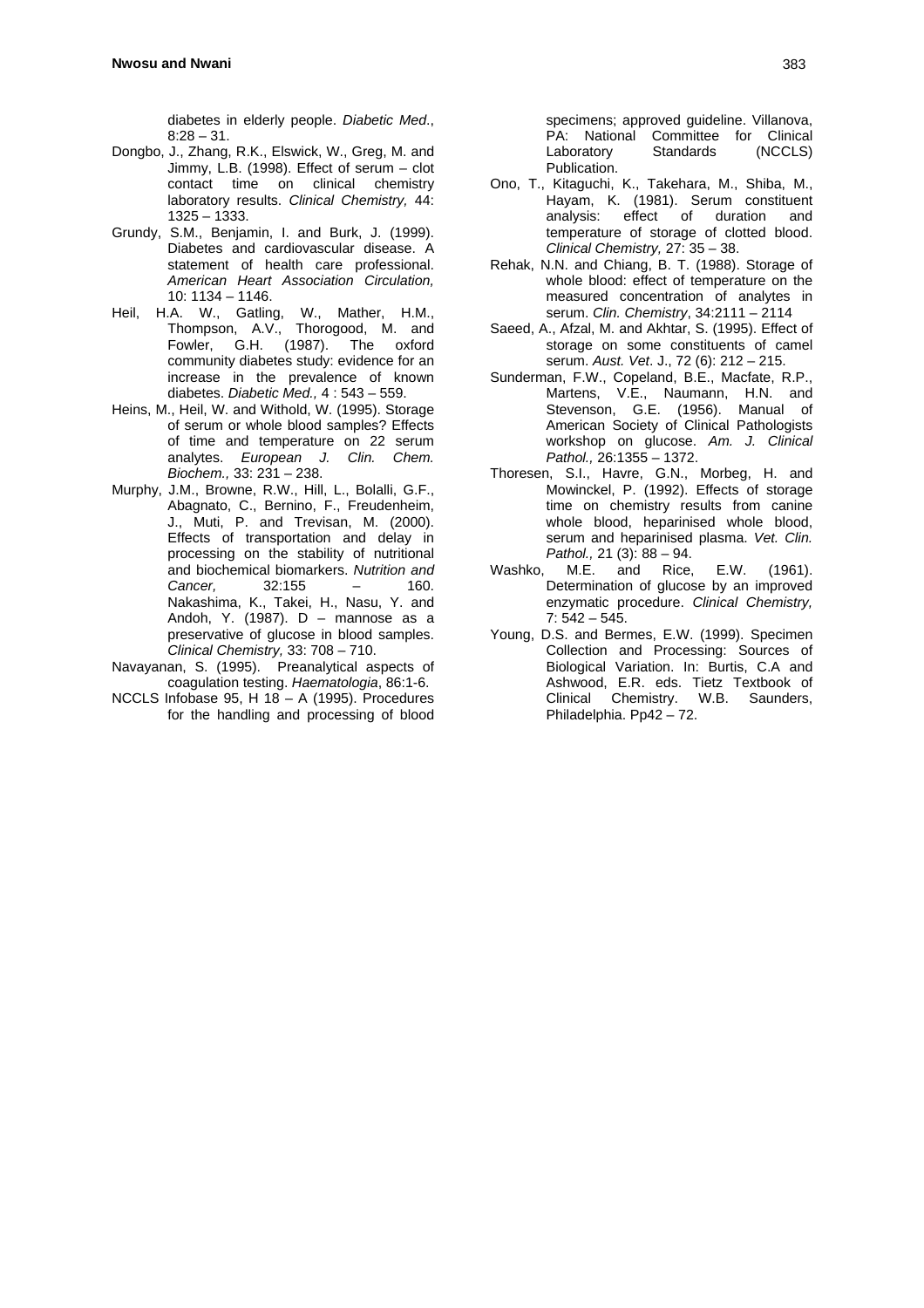diabetes in elderly people. *Diabetic Med*., 8:28 – 31.

Dongbo, J., Zhang, R.K., Elswick, W., Greg, M. and Jimmy, L.B. (1998). Effect of serum – clot contact time on clinical chemistry laboratory results. *Clinical Chemistry,* 44: 1325 – 1333.

Grundy, S.M., Benjamin, I. and Burk, J. (1999). Diabetes and cardiovascular disease. A statement of health care professional. *American Heart Association Circulation,* 10: 1134 – 1146.

Heil, H.A. W., Gatling, W., Mather, H.M., Thompson, A.V., Thorogood, M. and Fowler, G.H. (1987). The oxford community diabetes study: evidence for an increase in the prevalence of known diabetes. *Diabetic Med.,* 4 : 543 – 559.

Heins, M., Heil, W. and Withold, W. (1995). Storage of serum or whole blood samples? Effects of time and temperature on 22 serum analytes. *European J. Clin. Chem. Biochem.,* 33: 231 – 238.

Murphy, J.M., Browne, R.W., Hill, L., Bolalli, G.F., Abagnato, C., Bernino, F., Freudenheim, J., Muti, P. and Trevisan, M. (2000). Effects of transportation and delay in processing on the stability of nutritional and biochemical biomarkers. *Nutrition and Cancer,* 32:155 – 160. Nakashima, K., Takei, H., Nasu, Y. and Andoh, Y. (1987). D – mannose as a preservative of glucose in blood samples. *Clinical Chemistry,* 33: 708 – 710.

Navayanan, S. (1995). Preanalytical aspects of coagulation testing. *Haematologia*, 86:1-6.

NCCLS Infobase 95, H 18 – A (1995). Procedures for the handling and processing of blood specimens; approved guideline. Villanova, PA: National Committee for Clinical Laboratory Standards (NCCLS) Publication.

Ono, T., Kitaguchi, K., Takehara, M., Shiba, M., Hayam, K. (1981). Serum constituent analysis: effect of duration and temperature of storage of clotted blood. *Clinical Chemistry,* 27: 35 – 38.

Rehak, N.N. and Chiang, B. T. (1988). Storage of whole blood: effect of temperature on the measured concentration of analytes in serum. *Clin. Chemistry*, 34:2111 – 2114

Saeed, A., Afzal, M. and Akhtar, S. (1995). Effect of storage on some constituents of camel serum. *Aust. Vet*. J., 72 (6): 212 – 215.

Sunderman, F.W., Copeland, B.E., Macfate, R.P., Martens, V.E., Naumann, H.N. and Stevenson, G.E. (1956). Manual of American Society of Clinical Pathologists workshop on glucose. *Am. J. Clinical Pathol.,* 26:1355 – 1372.

Thoresen, S.I., Havre, G.N., Morbeg, H. and Mowinckel, P. (1992). Effects of storage time on chemistry results from canine whole blood, heparinised whole blood, serum and heparinised plasma. *Vet. Clin. Pathol.,* 21 (3): 88 – 94.

Washko, M.E. and Rice, E.W. (1961). Determination of glucose by an improved enzymatic procedure. *Clinical Chemistry,* 7: 542 – 545.

Young, D.S. and Bermes, E.W. (1999). Specimen Collection and Processing: Sources of Biological Variation. In: Burtis, C.A and Ashwood, E.R. eds. Tietz Textbook of Clinical Chemistry. W.B. Saunders, Philadelphia. Pp42 – 72.